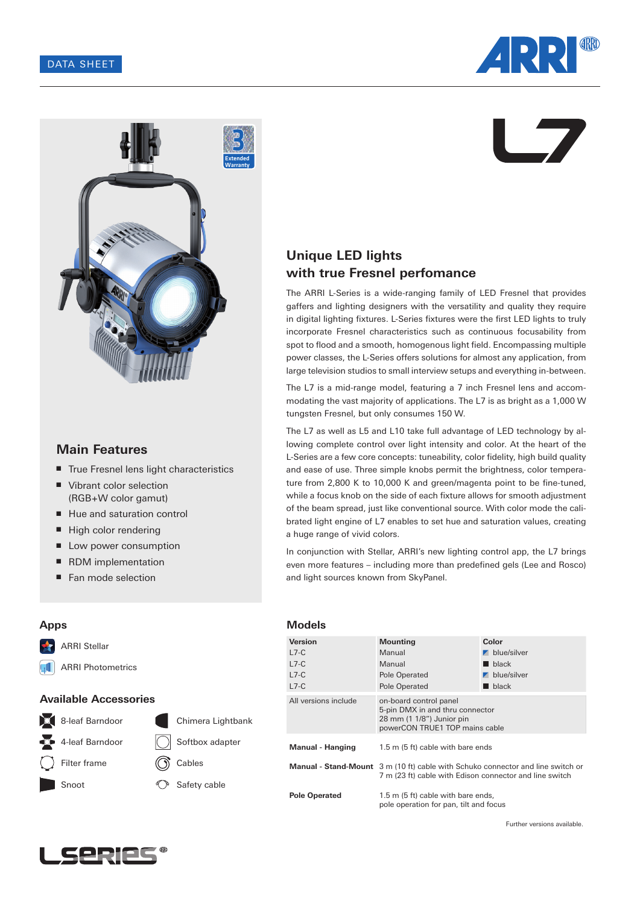DATA SHEET

# L7

## Unique LED lights with true Fresnel perfomance

The ARRI L-Series is a wide-ranging family of LED Fresnel that provides gaffers and lighting designers with the versatility and quality they require in digital lighting fixtures. L-Series fixtures were the first LED lights to truly incorporate Fresnel characteristics such as continuous focusability from spot to flood and a smooth, homogenous light field. Encompassing multiple power classes, the L-Series offers solutions for almost any application, from large television studios to small interview setups and everything in-between.

The L7 is a mid-range model, featuring a 7 inch Fresnel lens and accommodating the vast majority of applications. The L7 is as bright as a 1,000 W tungsten Fresnel, but only consumes 150 W.

The L7 as well as L5 and L10 take full advantage of LED technology by allowing complete control over light intensity and color. At the heart of the L-Series are a few core concepts: tuneability, color fidelity, high build quality and ease of use. Three simple knobs permit the brightness, color temperature from 2,800 K to 10,000 K and green/magenta point to be fine-tuned, while a focus knob on the side of each fixture allows for smooth adjustment of the beam spread, just like conventional source. With color mode the calibrated light engine of L7 enables to set hue and saturation values, creating a huge range of vivid colors.

In conjunction with Stellar, ARRI's new lighting control app, the L7 brings even more features – including more than predefined gels (Lee and Rosco) and light sources known from SkyPanel.

## Main Features

- True Fresnel lens light characteristics
- Vibrant color selection (RGB+W color gamut)
- Hue and saturation control
- High color rendering
- Low power consumption
- RDM implementation
- Fan mode selection

## Apps

- ARRI Stellar
- ARRI Photometrics

## Available Accessories

- 8-leaf Barndoor
- 4-leaf Barndoor
- Filter frame
- Snoot
- Chimera Lightbank
- Softbox adapter
- Cables
- Safety cable

## Models

| Version | Mounting | Color |
|---|---|---|
| L7-C | Manual | blue/silver |
| L7-C | Manual | black |
| L7-C | Pole Operated | blue/silver |
| L7-C | Pole Operated | black |

| | |
|---|---|
| All versions include | on-board control panel<br>5-pin DMX in and thru connector<br>28 mm (1 1/8") Junior pin<br>powerCON TRUE1 TOP mains cable |
| **Manual - Hanging** | 1.5 m (5 ft) cable with bare ends |
| **Manual - Stand-Mount** | 3 m (10 ft) cable with Schuko connector and line switch or 7 m (23 ft) cable with Edison connector and line switch |
| **Pole Operated** | 1.5 m (5 ft) cable with bare ends,<br>pole operation for pan, tilt and focus |

Further versions available.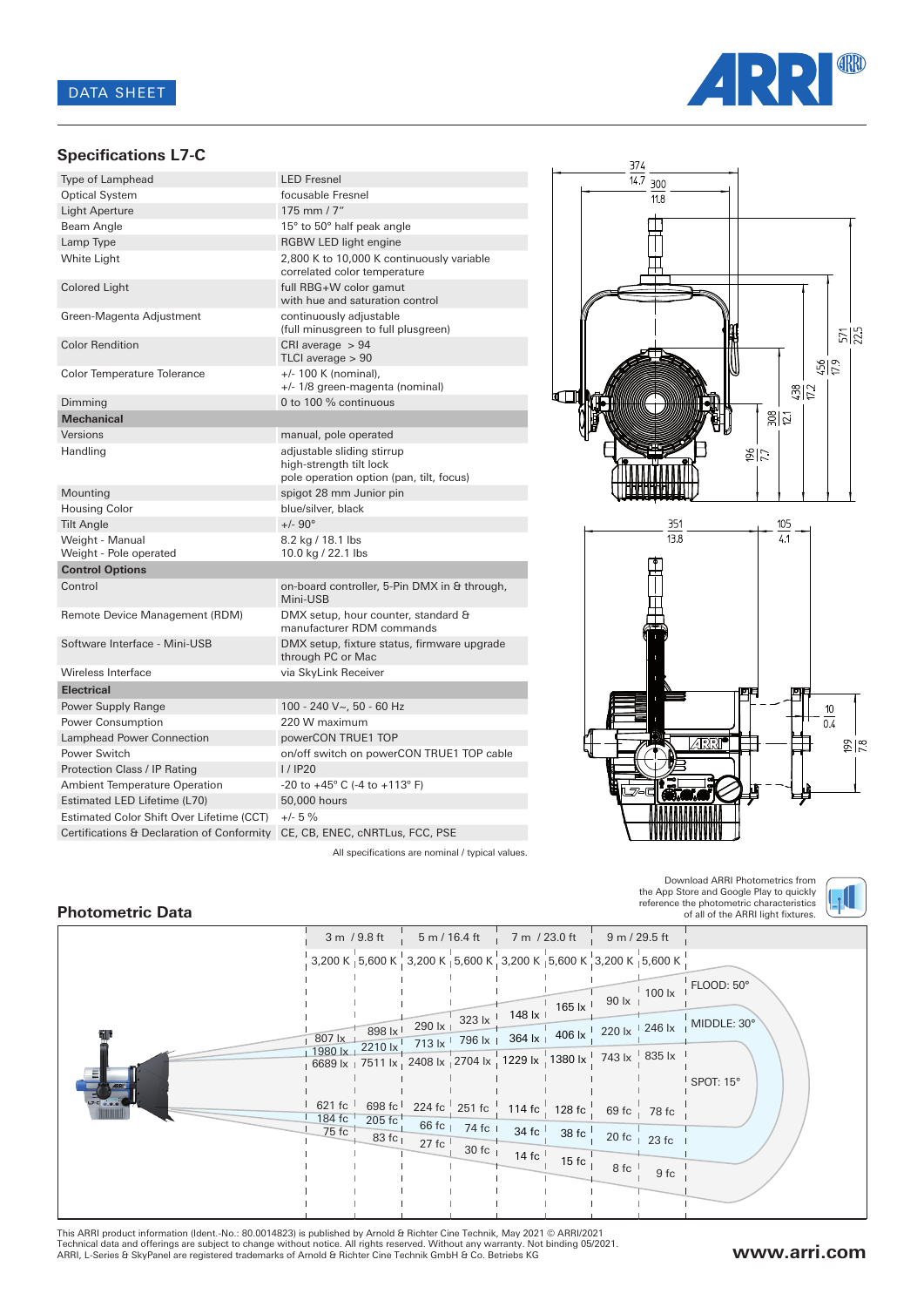DATA SHEET

## Specifications L7-C

| | |
|---|---|
| Type of Lamphead | LED Fresnel |
| Optical System | focusable Fresnel |
| Light Aperture | 175 mm / 7" |
| Beam Angle | 15° to 50° half peak angle |
| Lamp Type | RGBW LED light engine |
| White Light | 2,800 K to 10,000 K continuously variable correlated color temperature |
| Colored Light | full RBG+W color gamut with hue and saturation control |
| Green-Magenta Adjustment | continuously adjustable (full minusgreen to full plusgreen) |
| Color Rendition | CRI average > 94<br>TLCI average > 90 |
| Color Temperature Tolerance | +/- 100 K (nominal),<br>+/- 1/8 green-magenta (nominal) |
| Dimming | 0 to 100 % continuous |
| **Mechanical** | |
| Versions | manual, pole operated |
| Handling | adjustable sliding stirrup<br>high-strength tilt lock<br>pole operation option (pan, tilt, focus) |
| Mounting | spigot 28 mm Junior pin |
| Housing Color | blue/silver, black |
| Tilt Angle | +/- 90° |
| Weight - Manual<br>Weight - Pole operated | 8.2 kg / 18.1 lbs<br>10.0 kg / 22.1 lbs |
| **Control Options** | |
| Control | on-board controller, 5-Pin DMX in & through, Mini-USB |
| Remote Device Management (RDM) | DMX setup, hour counter, standard & manufacturer RDM commands |
| Software Interface - Mini-USB | DMX setup, fixture status, firmware upgrade through PC or Mac |
| Wireless Interface | via SkyLink Receiver |
| **Electrical** | |
| Power Supply Range | 100 - 240 V~, 50 - 60 Hz |
| Power Consumption | 220 W maximum |
| Lamphead Power Connection | powerCON TRUE1 TOP |
| Power Switch | on/off switch on powerCON TRUE1 TOP cable |
| Protection Class / IP Rating | I / IP20 |
| Ambient Temperature Operation | -20 to +45° C (-4 to +113° F) |
| Estimated LED Lifetime (L70) | 50,000 hours |
| Estimated Color Shift Over Lifetime (CCT) | +/- 5 % |
| Certifications & Declaration of Conformity | CE, CB, ENEC, cNRTLus, FCC, PSE |

All specifications are nominal / typical values.

374
14.7
300
11.8
571
22.5
456
17.9
438
17.2
308
12.1
196
7.7
351
13.8
105
4.1
10
0.4
199
7.8

## Photometric Data

Download ARRI Photometrics from the App Store and Google Play to quickly reference the photometric characteristics of all of the ARRI light fixtures.

| | 3 m / 9.8 ft | | 5 m / 16.4 ft | | 7 m / 23.0 ft | | 9 m / 29.5 ft | |
|---|---|---|---|---|---|---|---|---|
| | 3,200 K | 5,600 K | 3,200 K | 5,600 K | 3,200 K | 5,600 K | 3,200 K | 5,600 K |
| FLOOD: 50° (lx) | 807 lx | 898 lx | 290 lx | 323 lx | 148 lx | 165 lx | 90 lx | 100 lx |
| MIDDLE: 30° (lx) | 1980 lx | 2210 lx | 713 lx | 796 lx | 364 lx | 406 lx | 220 lx | 246 lx |
| SPOT: 15° (lx) | 6689 lx | 7511 lx | 2408 lx | 2704 lx | 1229 lx | 1380 lx | 743 lx | 835 lx |
| SPOT: 15° (fc) | 621 fc | 698 fc | 224 fc | 251 fc | 114 fc | 128 fc | 69 fc | 78 fc |
| MIDDLE: 30° (fc) | 184 fc | 205 fc | 66 fc | 74 fc | 34 fc | 38 fc | 20 fc | 23 fc |
| FLOOD: 50° (fc) | 75 fc | 83 fc | 27 fc | 30 fc | 14 fc | 15 fc | 8 fc | 9 fc |

This ARRI product information (Ident.-No.: 80.0014823) is published by Arnold & Richter Cine Technik, May 2021 © ARRI/2021
Technical data and offerings are subject to change without notice. All rights reserved. Without any warranty. Not binding 05/2021.
ARRI, L-Series & SkyPanel are registered trademarks of Arnold & Richter Cine Technik GmbH & Co. Betriebs KG

www.arri.com